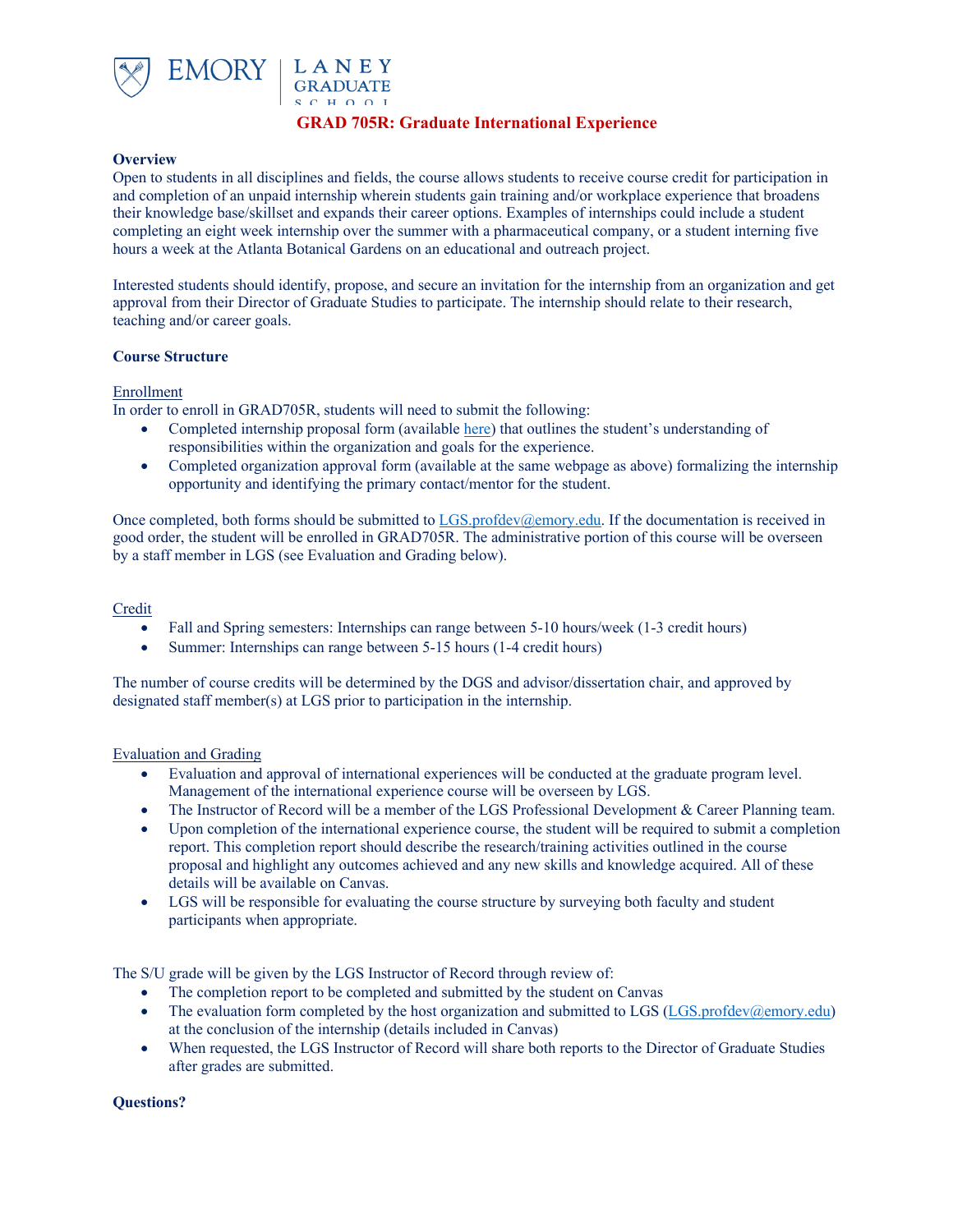EMORY | LANEY GRADUATE SCHOOL

# GRAD 705R: Graduate International Experience

**Overview**

Open to students in all disciplines and fields, the course allows students to receive course credit for participation in and completion of an unpaid internship wherein students gain training and/or workplace experience that broadens their knowledge base/skillset and expands their career options. Examples of internships could include a student completing an eight week internship over the summer with a pharmaceutical company, or a student interning five hours a week at the Atlanta Botanical Gardens on an educational and outreach project.

Interested students should identify, propose, and secure an invitation for the internship from an organization and get approval from their Director of Graduate Studies to participate. The internship should relate to their research, teaching and/or career goals.

**Course Structure**

Enrollment

In order to enroll in GRAD705R, students will need to submit the following:

- Completed internship proposal form (available here) that outlines the student's understanding of responsibilities within the organization and goals for the experience.
- Completed organization approval form (available at the same webpage as above) formalizing the internship opportunity and identifying the primary contact/mentor for the student.

Once completed, both forms should be submitted to LGS.profdev@emory.edu. If the documentation is received in good order, the student will be enrolled in GRAD705R. The administrative portion of this course will be overseen by a staff member in LGS (see Evaluation and Grading below).

Credit

- Fall and Spring semesters: Internships can range between 5-10 hours/week (1-3 credit hours)
- Summer: Internships can range between 5-15 hours (1-4 credit hours)

The number of course credits will be determined by the DGS and advisor/dissertation chair, and approved by designated staff member(s) at LGS prior to participation in the internship.

Evaluation and Grading

- Evaluation and approval of international experiences will be conducted at the graduate program level. Management of the international experience course will be overseen by LGS.
- The Instructor of Record will be a member of the LGS Professional Development & Career Planning team.
- Upon completion of the international experience course, the student will be required to submit a completion report. This completion report should describe the research/training activities outlined in the course proposal and highlight any outcomes achieved and any new skills and knowledge acquired. All of these details will be available on Canvas.
- LGS will be responsible for evaluating the course structure by surveying both faculty and student participants when appropriate.

The S/U grade will be given by the LGS Instructor of Record through review of:

- The completion report to be completed and submitted by the student on Canvas
- The evaluation form completed by the host organization and submitted to LGS (LGS.profdev@emory.edu) at the conclusion of the internship (details included in Canvas)
- When requested, the LGS Instructor of Record will share both reports to the Director of Graduate Studies after grades are submitted.

**Questions?**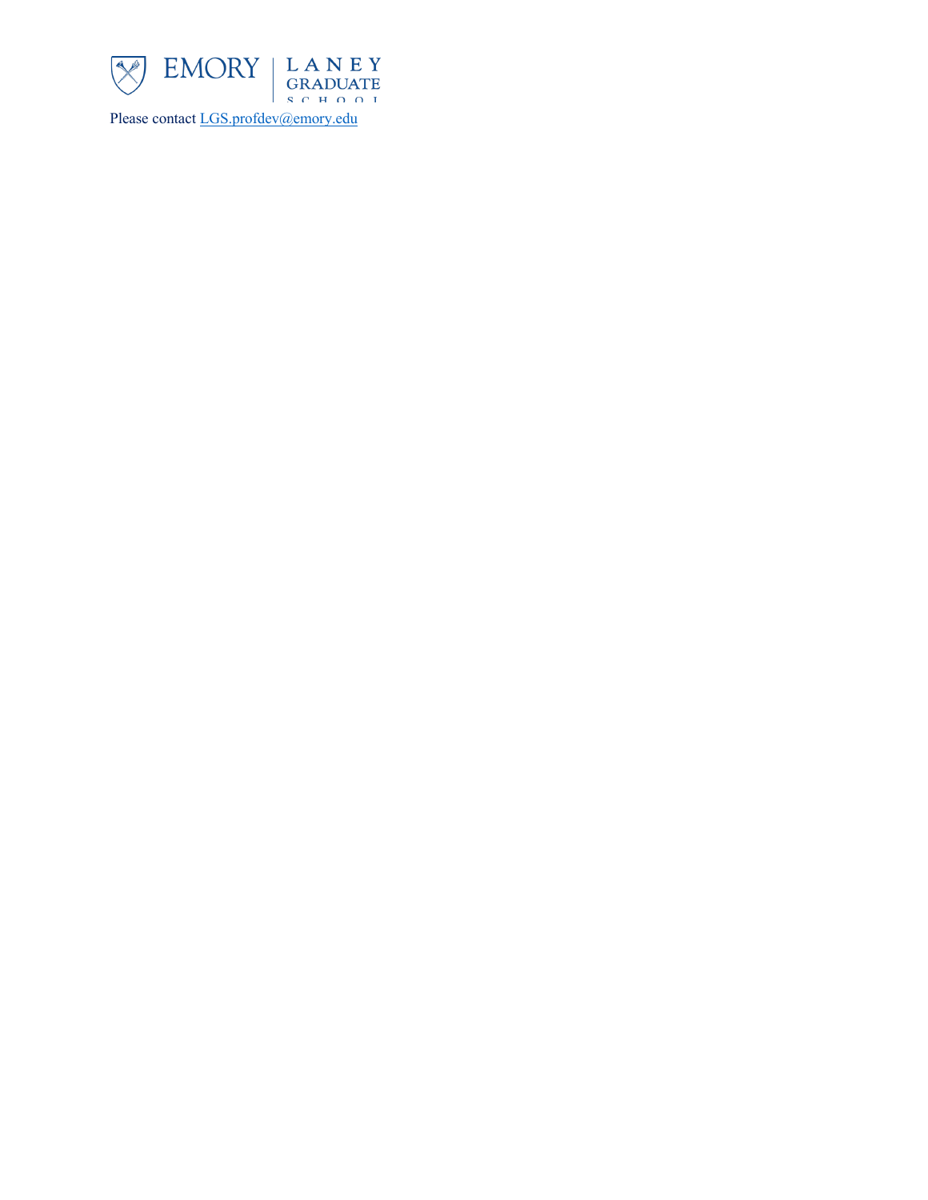Please contact LGS.profdev@emory.edu